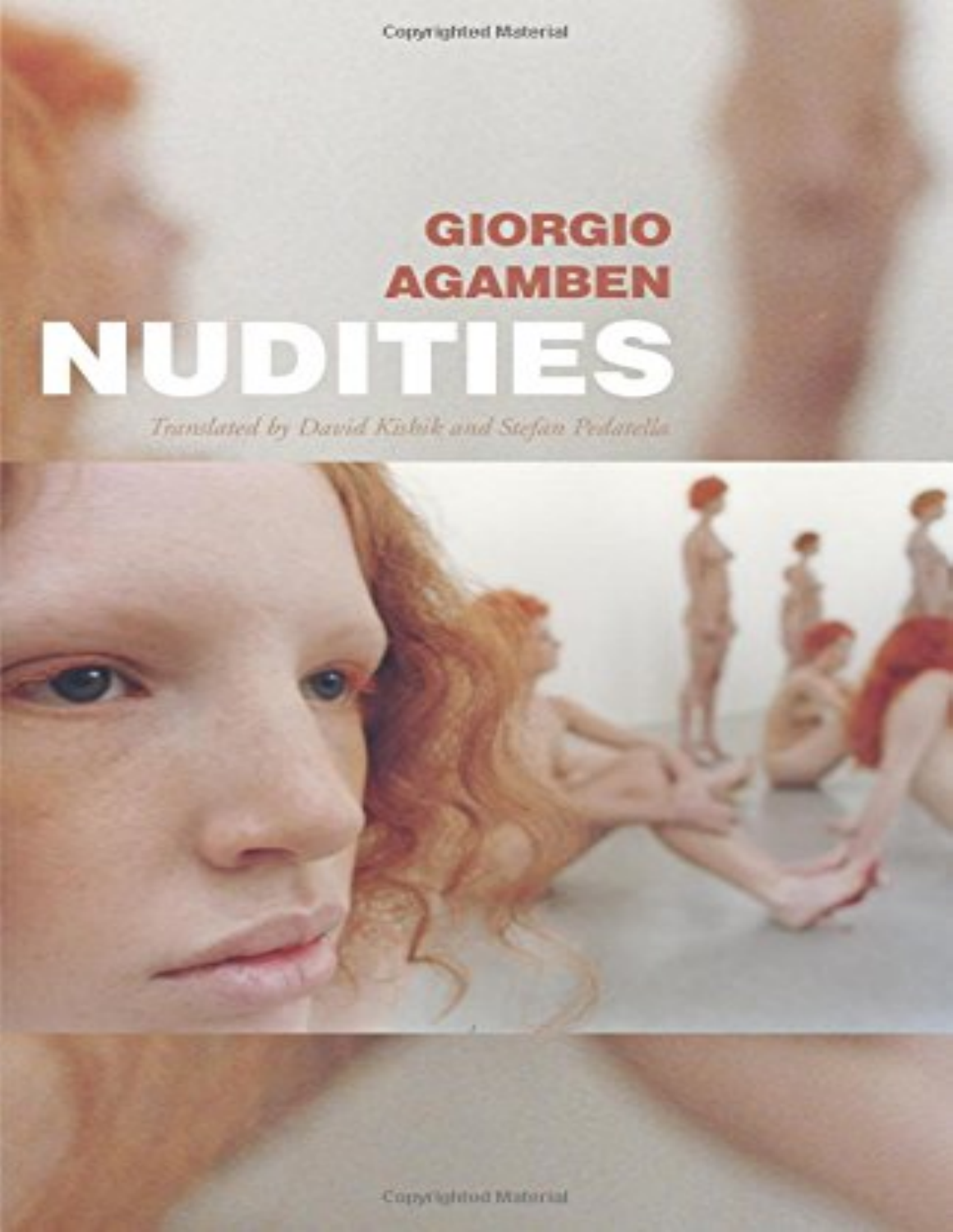Copyrighted Material

# GIORGIO AGAMBEN

# NUDITIES

*Translated by David Kishik and Stefan Pedatella*

Copyrighted Material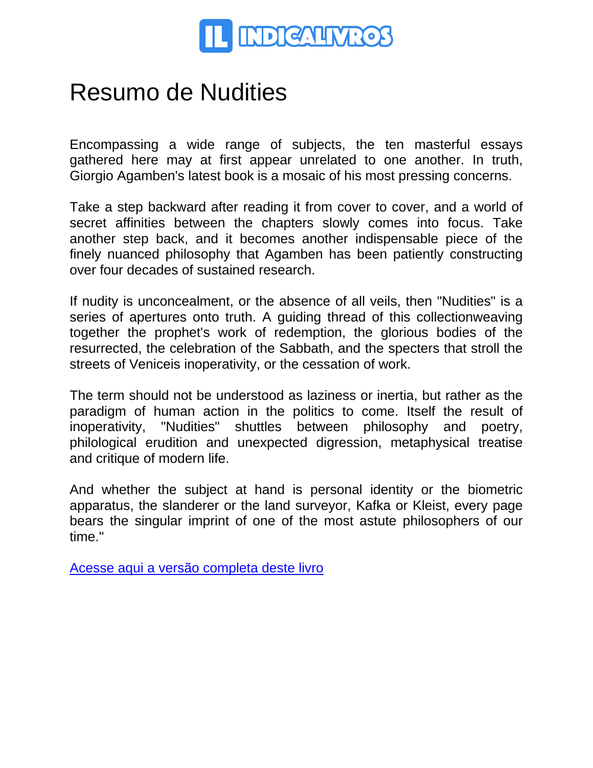# Resumo de Nudities

Encompassing a wide range of subjects, the ten masterful essays gathered here may at first appear unrelated to one another. In truth, Giorgio Agamben's latest book is a mosaic of his most pressing concerns.

Take a step backward after reading it from cover to cover, and a world of secret affinities between the chapters slowly comes into focus. Take another step back, and it becomes another indispensable piece of the finely nuanced philosophy that Agamben has been patiently constructing over four decades of sustained research.

If nudity is unconcealment, or the absence of all veils, then "Nudities" is a series of apertures onto truth. A guiding thread of this collectionweaving together the prophet's work of redemption, the glorious bodies of the resurrected, the celebration of the Sabbath, and the specters that stroll the streets of Veniceis inoperativity, or the cessation of work.

The term should not be understood as laziness or inertia, but rather as the paradigm of human action in the politics to come. Itself the result of inoperativity, "Nudities" shuttles between philosophy and poetry, philological erudition and unexpected digression, metaphysical treatise and critique of modern life.

And whether the subject at hand is personal identity or the biometric apparatus, the slanderer or the land surveyor, Kafka or Kleist, every page bears the singular imprint of one of the most astute philosophers of our time."

Acesse aqui a versão completa deste livro